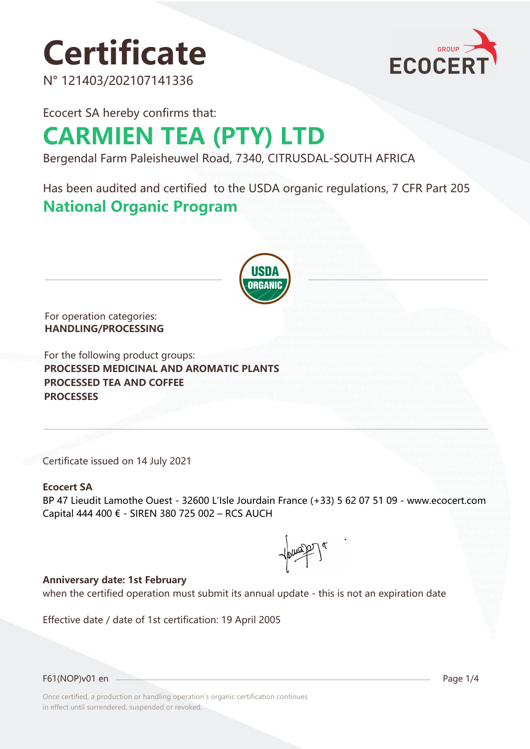# Certificate

N° 121403/202107141336

Ecocert SA hereby confirms that:

## CARMIEN TEA (PTY) LTD

Bergendal Farm Paleisheuwel Road, 7340, CITRUSDAL-SOUTH AFRICA

Has been audited and certified to the USDA organic regulations, 7 CFR Part 205

## National Organic Program

For operation categories:
**HANDLING/PROCESSING**

For the following product groups:
**PROCESSED MEDICINAL AND AROMATIC PLANTS**
**PROCESSED TEA AND COFFEE**
**PROCESSES**

Certificate issued on 14 July 2021

**Ecocert SA**
BP 47 Lieudit Lamothe Ouest - 32600 L'Isle Jourdain France (+33) 5 62 07 51 09 - www.ecocert.com
Capital 444 400 € - SIREN 380 725 002 – RCS AUCH

**Anniversary date: 1st February**
when the certified operation must submit its annual update - this is not an expiration date

Effective date / date of 1st certification: 19 April 2005

F61(NOP)v01 en

Once certified, a production or handling operation's organic certification continues in effect until surrendered, suspended or revoked.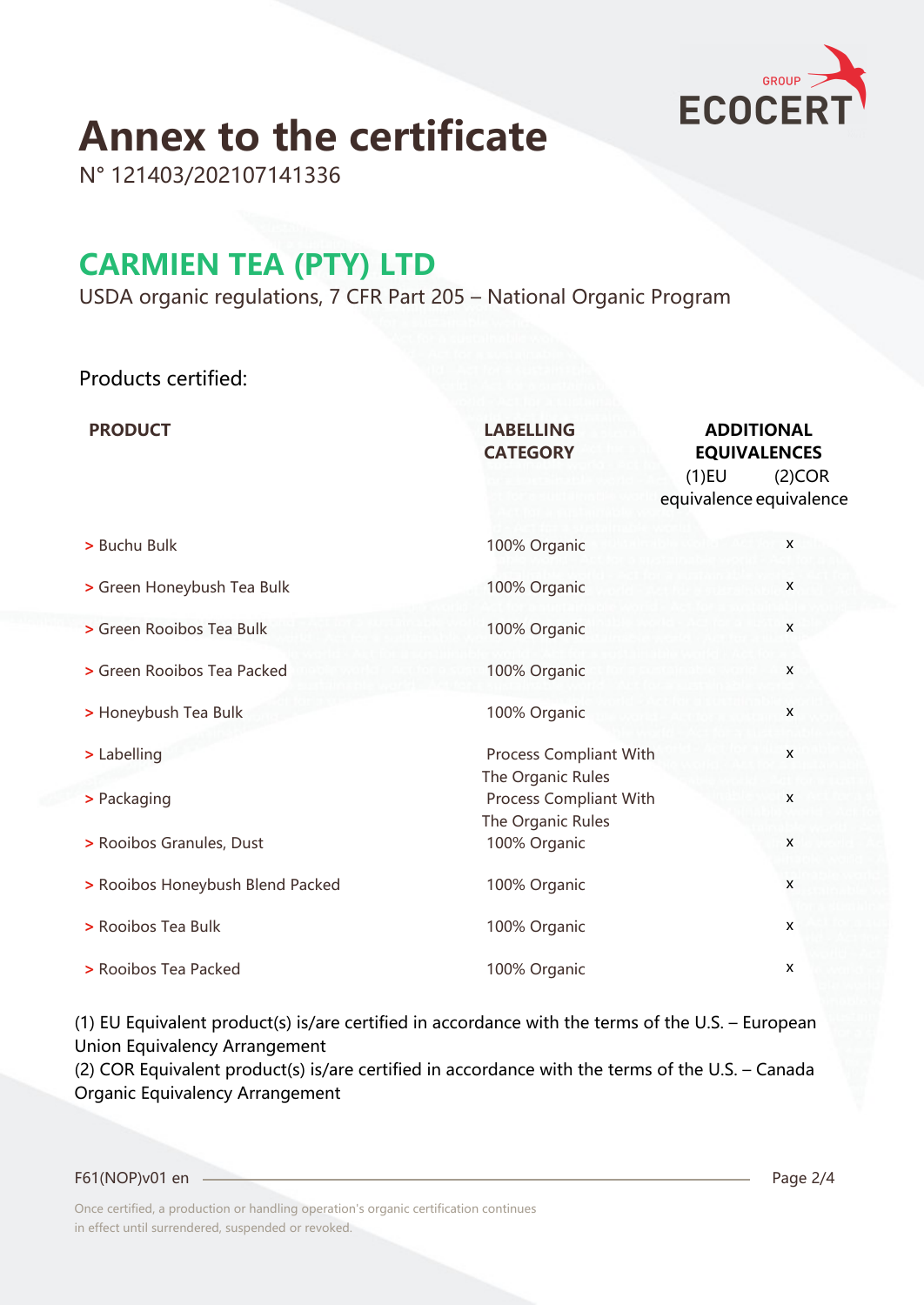# Annex to the certificate

N° 121403/202107141336

## CARMIEN TEA (PTY) LTD

USDA organic regulations, 7 CFR Part 205 – National Organic Program

Products certified:

| PRODUCT | LABELLING CATEGORY | ADDITIONAL EQUIVALENCES (1)EU equivalence | (2)COR equivalence |
|---|---|---|---|
| > Buchu Bulk | 100% Organic | | x |
| > Green Honeybush Tea Bulk | 100% Organic | | x |
| > Green Rooibos Tea Bulk | 100% Organic | | x |
| > Green Rooibos Tea Packed | 100% Organic | | x |
| > Honeybush Tea Bulk | 100% Organic | | x |
| > Labelling | Process Compliant With The Organic Rules | | x |
| > Packaging | Process Compliant With The Organic Rules | | x |
| > Rooibos Granules, Dust | 100% Organic | | x |
| > Rooibos Honeybush Blend Packed | 100% Organic | | x |
| > Rooibos Tea Bulk | 100% Organic | | x |
| > Rooibos Tea Packed | 100% Organic | | x |

(1) EU Equivalent product(s) is/are certified in accordance with the terms of the U.S. – European Union Equivalency Arrangement
(2) COR Equivalent product(s) is/are certified in accordance with the terms of the U.S. – Canada Organic Equivalency Arrangement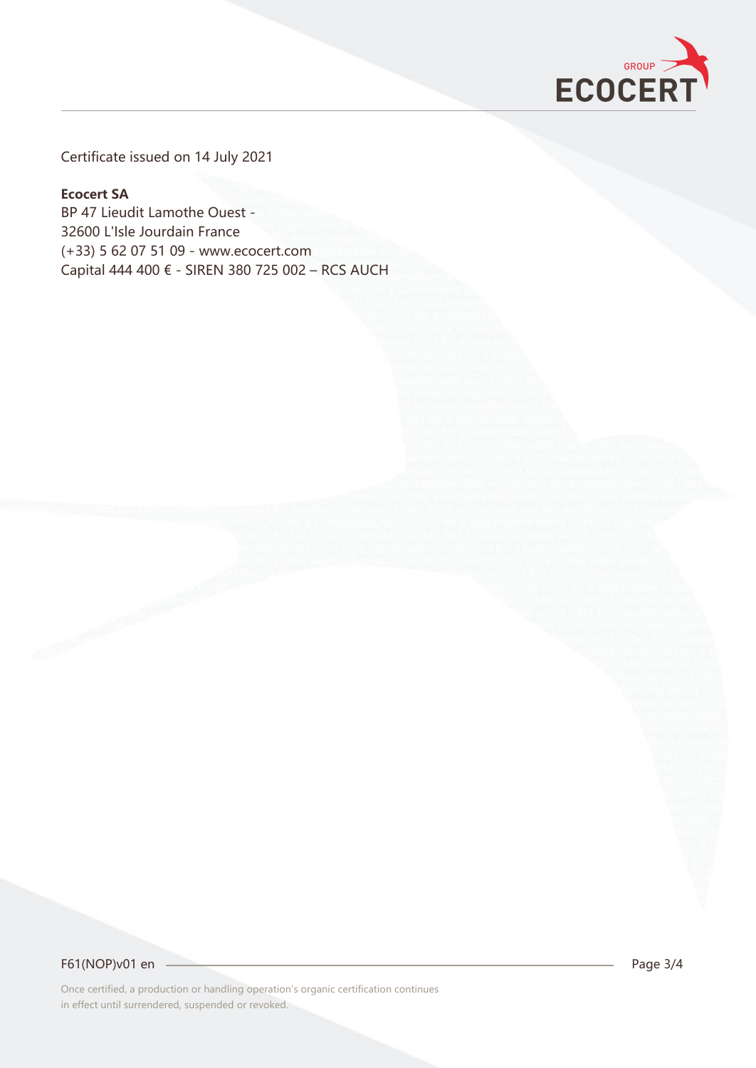Certificate issued on 14 July 2021

**Ecocert SA**
BP 47 Lieudit Lamothe Ouest -
32600 L'Isle Jourdain France
(+33) 5 62 07 51 09 - www.ecocert.com
Capital 444 400 € - SIREN 380 725 002 – RCS AUCH

Once certified, a production or handling operation's organic certification continues in effect until surrendered, suspended or revoked.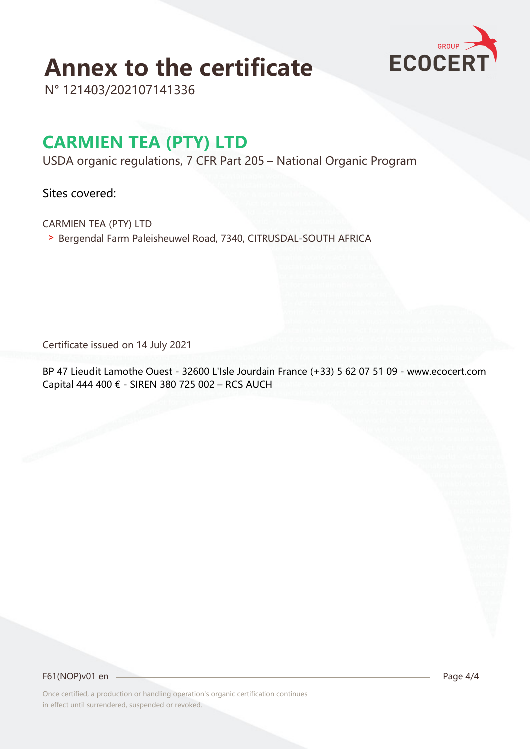# Annex to the certificate

N° 121403/202107141336

## CARMIEN TEA (PTY) LTD

USDA organic regulations, 7 CFR Part 205 – National Organic Program

Sites covered:

CARMIEN TEA (PTY) LTD

> Bergendal Farm Paleisheuwel Road, 7340, CITRUSDAL-SOUTH AFRICA

---

Certificate issued on 14 July 2021

BP 47 Lieudit Lamothe Ouest - 32600 L'Isle Jourdain France (+33) 5 62 07 51 09 - www.ecocert.com
Capital 444 400 € - SIREN 380 725 002 – RCS AUCH

F61(NOP)v01 en

Once certified, a production or handling operation's organic certification continues in effect until surrendered, suspended or revoked.